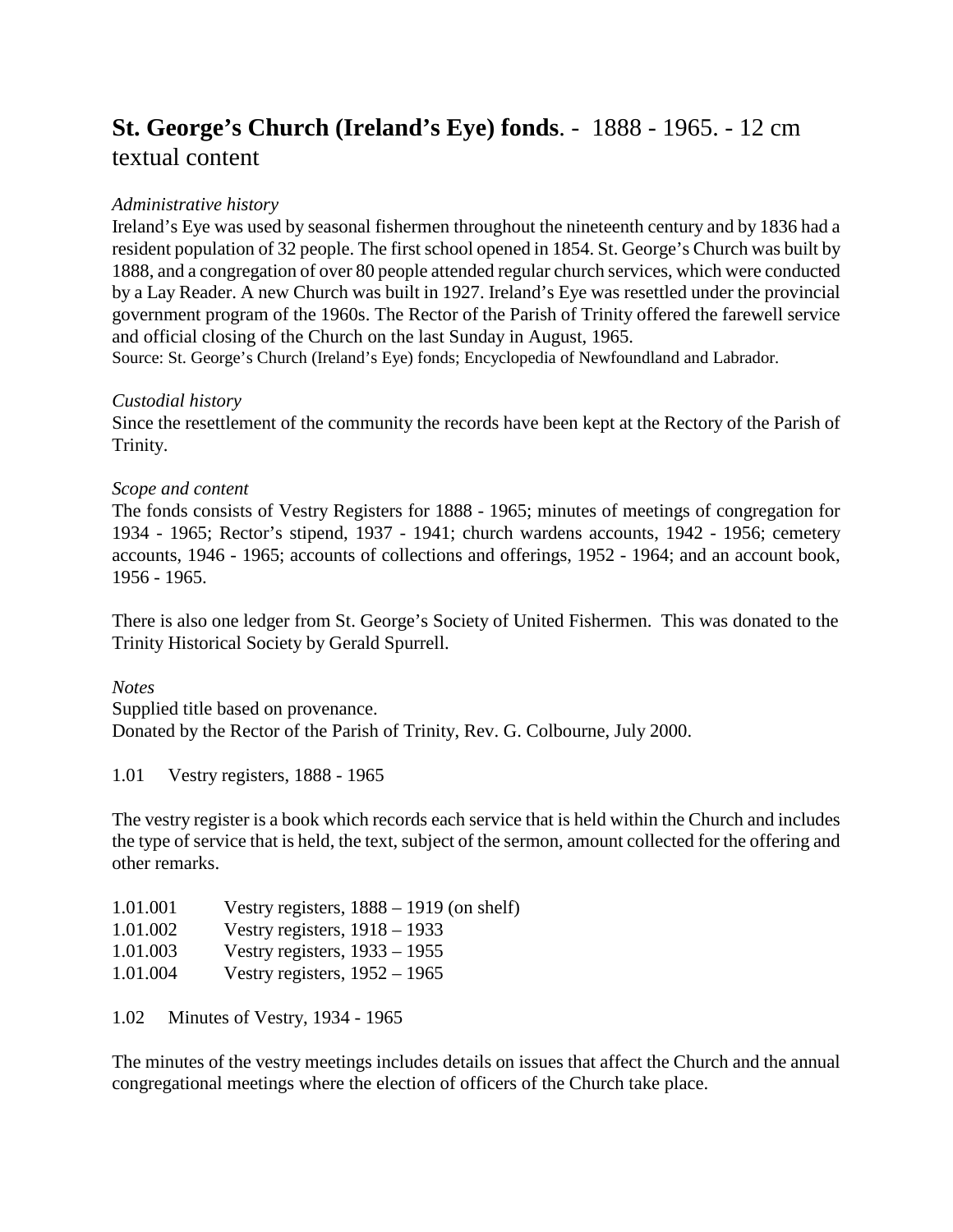# **St. George's Church (Ireland's Eye) fonds**. - 1888 - 1965. - 12 cm textual content

*Administrative history*

Ireland's Eye was used by seasonal fishermen throughout the nineteenth century and by 1836 had a resident population of 32 people. The first school opened in 1854. St. George's Church was built by 1888, and a congregation of over 80 people attended regular church services, which were conducted by a Lay Reader. A new Church was built in 1927. Ireland's Eye was resettled under the provincial government program of the 1960s. The Rector of the Parish of Trinity offered the farewell service and official closing of the Church on the last Sunday in August, 1965.

Source: St. George's Church (Ireland's Eye) fonds; Encyclopedia of Newfoundland and Labrador.

*Custodial history*

Since the resettlement of the community the records have been kept at the Rectory of the Parish of Trinity.

*Scope and content*

The fonds consists of Vestry Registers for 1888 - 1965; minutes of meetings of congregation for 1934 - 1965; Rector's stipend, 1937 - 1941; church wardens accounts, 1942 - 1956; cemetery accounts, 1946 - 1965; accounts of collections and offerings, 1952 - 1964; and an account book, 1956 - 1965.

There is also one ledger from St. George's Society of United Fishermen. This was donated to the Trinity Historical Society by Gerald Spurrell.

*Notes*

Supplied title based on provenance.
Donated by the Rector of the Parish of Trinity, Rev. G. Colbourne, July 2000.

1.01 Vestry registers, 1888 - 1965

The vestry register is a book which records each service that is held within the Church and includes the type of service that is held, the text, subject of the sermon, amount collected for the offering and other remarks.

1.01.001 Vestry registers, 1888 – 1919 (on shelf)
1.01.002 Vestry registers, 1918 – 1933
1.01.003 Vestry registers, 1933 – 1955
1.01.004 Vestry registers, 1952 – 1965

1.02 Minutes of Vestry, 1934 - 1965

The minutes of the vestry meetings includes details on issues that affect the Church and the annual congregational meetings where the election of officers of the Church take place.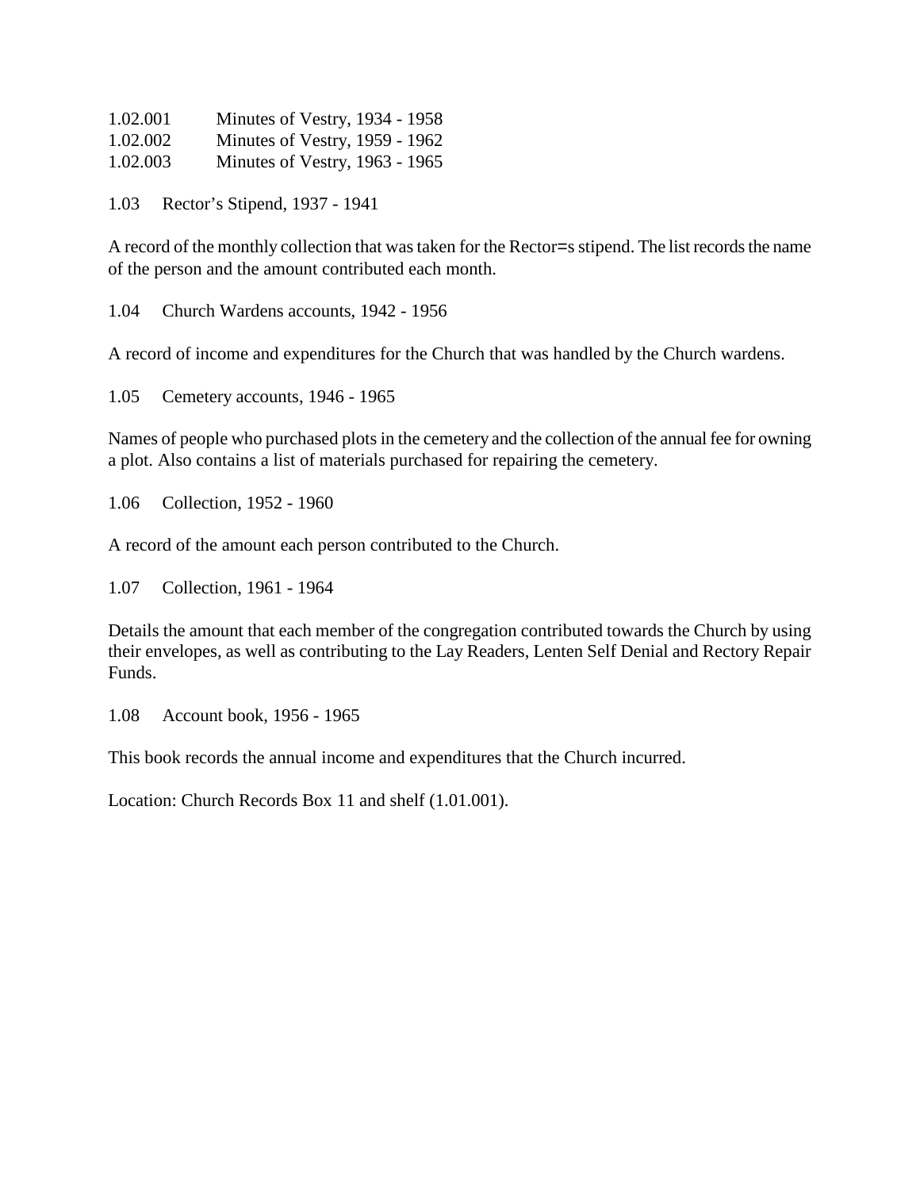1.02.001 Minutes of Vestry, 1934 - 1958
1.02.002 Minutes of Vestry, 1959 - 1962
1.02.003 Minutes of Vestry, 1963 - 1965

1.03 Rector's Stipend, 1937 - 1941

A record of the monthly collection that was taken for the Rector=s stipend. The list records the name of the person and the amount contributed each month.

1.04 Church Wardens accounts, 1942 - 1956

A record of income and expenditures for the Church that was handled by the Church wardens.

1.05 Cemetery accounts, 1946 - 1965

Names of people who purchased plots in the cemetery and the collection of the annual fee for owning a plot. Also contains a list of materials purchased for repairing the cemetery.

1.06 Collection, 1952 - 1960

A record of the amount each person contributed to the Church.

1.07 Collection, 1961 - 1964

Details the amount that each member of the congregation contributed towards the Church by using their envelopes, as well as contributing to the Lay Readers, Lenten Self Denial and Rectory Repair Funds.

1.08 Account book, 1956 - 1965

This book records the annual income and expenditures that the Church incurred.

Location: Church Records Box 11 and shelf (1.01.001).